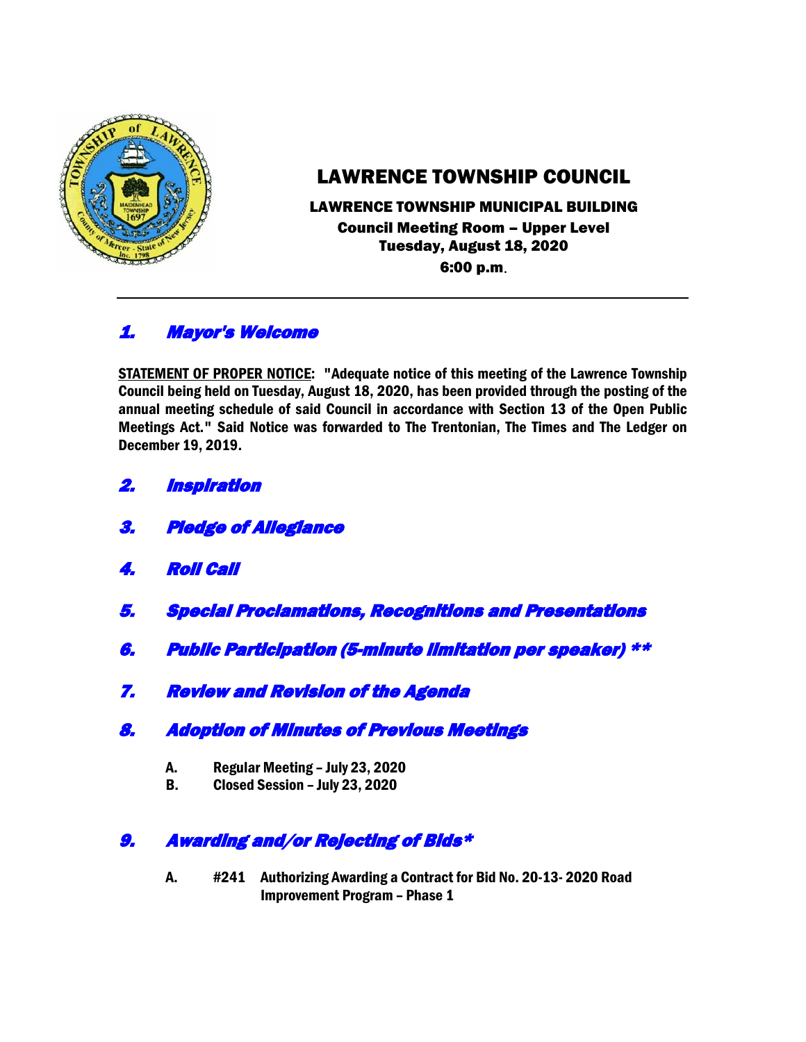# LAWRENCE TOWNSHIP COUNCIL

**LAWRENCE TOWNSHIP MUNICIPAL BUILDING**
**Council Meeting Room – Upper Level**
**Tuesday, August 18, 2020**
**6:00 p.m.**

---

## *1. Mayor's Welcome*

**STATEMENT OF PROPER NOTICE: "Adequate notice of this meeting of the Lawrence Township Council being held on Tuesday, August 18, 2020, has been provided through the posting of the annual meeting schedule of said Council in accordance with Section 13 of the Open Public Meetings Act." Said Notice was forwarded to The Trentonian, The Times and The Ledger on December 19, 2019.**

## *2. Inspiration*

## *3. Pledge of Allegiance*

## *4. Roll Call*

## *5. Special Proclamations, Recognitions and Presentations*

## *6. Public Participation (5-minute limitation per speaker) ***

## *7. Review and Revision of the Agenda*

## *8. Adoption of Minutes of Previous Meetings*

**A. Regular Meeting – July 23, 2020**
**B. Closed Session – July 23, 2020**

## *9. Awarding and/or Rejecting of Bids**

**A. #241 Authorizing Awarding a Contract for Bid No. 20-13- 2020 Road Improvement Program – Phase 1**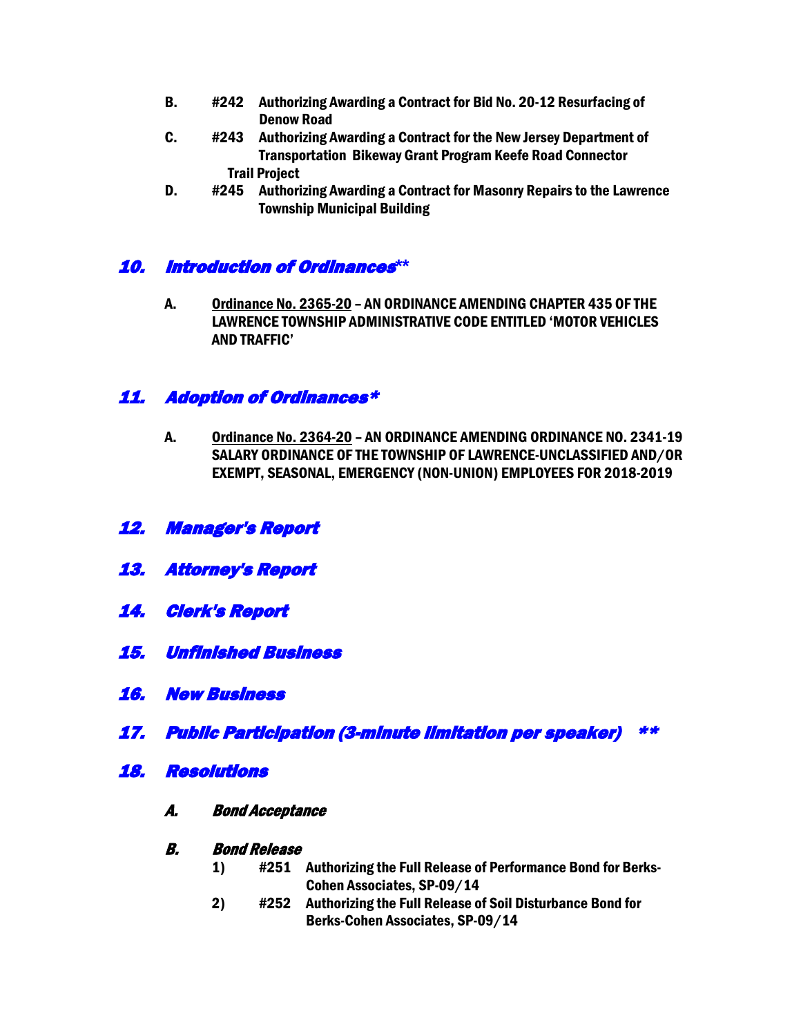B. #242 Authorizing Awarding a Contract for Bid No. 20-12 Resurfacing of Denow Road

C. #243 Authorizing Awarding a Contract for the New Jersey Department of Transportation Bikeway Grant Program Keefe Road Connector Trail Project

D. #245 Authorizing Awarding a Contract for Masonry Repairs to the Lawrence Township Municipal Building

## 10. Introduction of Ordinances**

A. Ordinance No. 2365-20 – AN ORDINANCE AMENDING CHAPTER 435 OF THE LAWRENCE TOWNSHIP ADMINISTRATIVE CODE ENTITLED 'MOTOR VEHICLES AND TRAFFIC'

## 11. Adoption of Ordinances*

A. Ordinance No. 2364-20 – AN ORDINANCE AMENDING ORDINANCE NO. 2341-19 SALARY ORDINANCE OF THE TOWNSHIP OF LAWRENCE-UNCLASSIFIED AND/OR EXEMPT, SEASONAL, EMERGENCY (NON-UNION) EMPLOYEES FOR 2018-2019

## 12. Manager's Report

## 13. Attorney's Report

## 14. Clerk's Report

## 15. Unfinished Business

## 16. New Business

## 17. Public Participation (3-minute limitation per speaker) **

## 18. Resolutions

### A. Bond Acceptance

### B. Bond Release

1) #251 Authorizing the Full Release of Performance Bond for Berks-Cohen Associates, SP-09/14
2) #252 Authorizing the Full Release of Soil Disturbance Bond for Berks-Cohen Associates, SP-09/14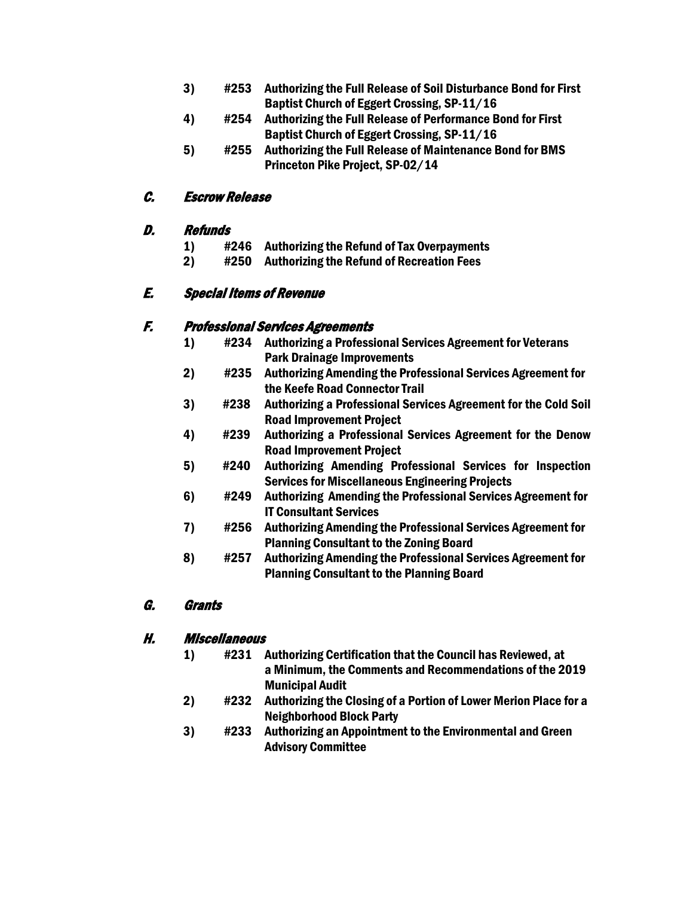3) #253 Authorizing the Full Release of Soil Disturbance Bond for First Baptist Church of Eggert Crossing, SP-11/16
4) #254 Authorizing the Full Release of Performance Bond for First Baptist Church of Eggert Crossing, SP-11/16
5) #255 Authorizing the Full Release of Maintenance Bond for BMS Princeton Pike Project, SP-02/14

### C. *Escrow Release*

### D. *Refunds*

1) #246 Authorizing the Refund of Tax Overpayments
2) #250 Authorizing the Refund of Recreation Fees

### E. *Special Items of Revenue*

### F. *Professional Services Agreements*

1) #234 Authorizing a Professional Services Agreement for Veterans Park Drainage Improvements
2) #235 Authorizing Amending the Professional Services Agreement for the Keefe Road Connector Trail
3) #238 Authorizing a Professional Services Agreement for the Cold Soil Road Improvement Project
4) #239 Authorizing a Professional Services Agreement for the Denow Road Improvement Project
5) #240 Authorizing Amending Professional Services for Inspection Services for Miscellaneous Engineering Projects
6) #249 Authorizing Amending the Professional Services Agreement for IT Consultant Services
7) #256 Authorizing Amending the Professional Services Agreement for Planning Consultant to the Zoning Board
8) #257 Authorizing Amending the Professional Services Agreement for Planning Consultant to the Planning Board

### G. *Grants*

### H. *Miscellaneous*

1) #231 Authorizing Certification that the Council has Reviewed, at a Minimum, the Comments and Recommendations of the 2019 Municipal Audit
2) #232 Authorizing the Closing of a Portion of Lower Merion Place for a Neighborhood Block Party
3) #233 Authorizing an Appointment to the Environmental and Green Advisory Committee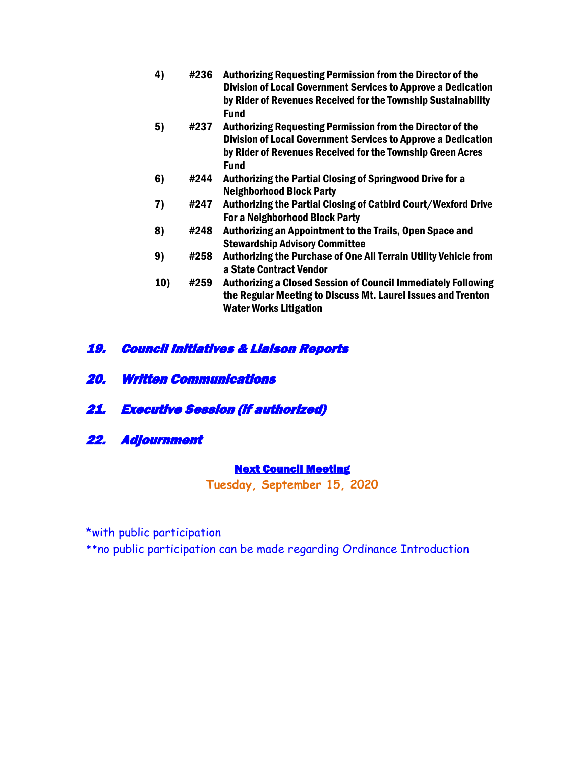4) #236 **Authorizing Requesting Permission from the Director of the Division of Local Government Services to Approve a Dedication by Rider of Revenues Received for the Township Sustainability Fund**

5) #237 **Authorizing Requesting Permission from the Director of the Division of Local Government Services to Approve a Dedication by Rider of Revenues Received for the Township Green Acres Fund**

6) #244 **Authorizing the Partial Closing of Springwood Drive for a Neighborhood Block Party**

7) #247 **Authorizing the Partial Closing of Catbird Court/Wexford Drive For a Neighborhood Block Party**

8) #248 **Authorizing an Appointment to the Trails, Open Space and Stewardship Advisory Committee**

9) #258 **Authorizing the Purchase of One All Terrain Utility Vehicle from a State Contract Vendor**

10) #259 **Authorizing a Closed Session of Council Immediately Following the Regular Meeting to Discuss Mt. Laurel Issues and Trenton Water Works Litigation**

## *19. Council Initiatives & Liaison Reports*

## *20. Written Communications*

## *21. Executive Session (if authorized)*

## *22. Adjournment*

**Next Council Meeting**

**Tuesday, September 15, 2020**

*with public participation

**no public participation can be made regarding Ordinance Introduction